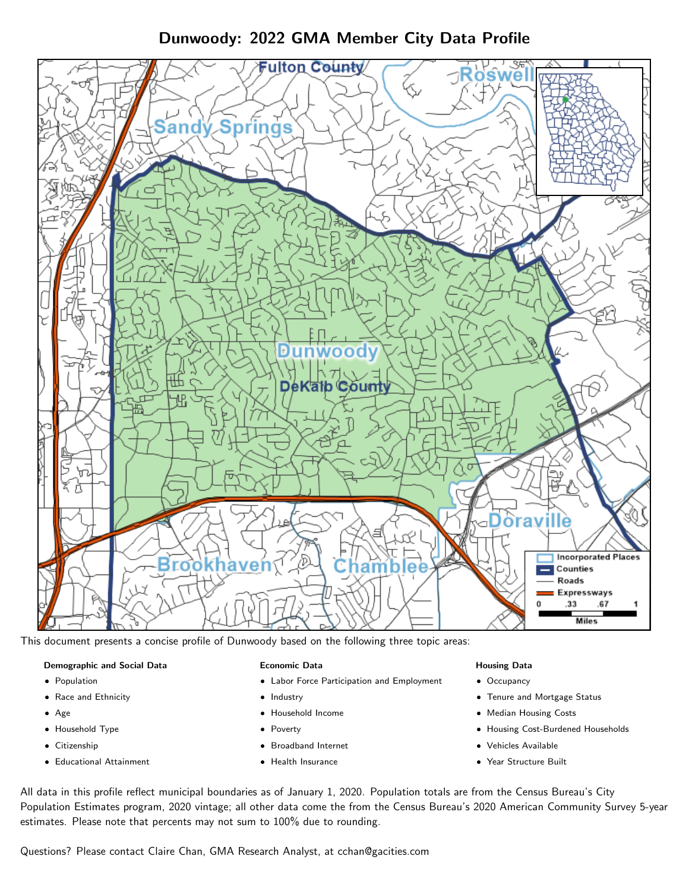# Dunwoody: 2022 GMA Member City Data Profile

This document presents a concise profile of Dunwoody based on the following three topic areas:

**Demographic and Social Data**

- Population
- Race and Ethnicity
- Age
- Household Type
- Citizenship
- Educational Attainment

**Economic Data**

- Labor Force Participation and Employment
- Industry
- Household Income
- Poverty
- Broadband Internet
- Health Insurance

**Housing Data**

- Occupancy
- Tenure and Mortgage Status
- Median Housing Costs
- Housing Cost-Burdened Households
- Vehicles Available
- Year Structure Built

All data in this profile reflect municipal boundaries as of January 1, 2020. Population totals are from the Census Bureau's City Population Estimates program, 2020 vintage; all other data come the from the Census Bureau's 2020 American Community Survey 5-year estimates. Please note that percents may not sum to 100% due to rounding.

Questions? Please contact Claire Chan, GMA Research Analyst, at cchan@gacities.com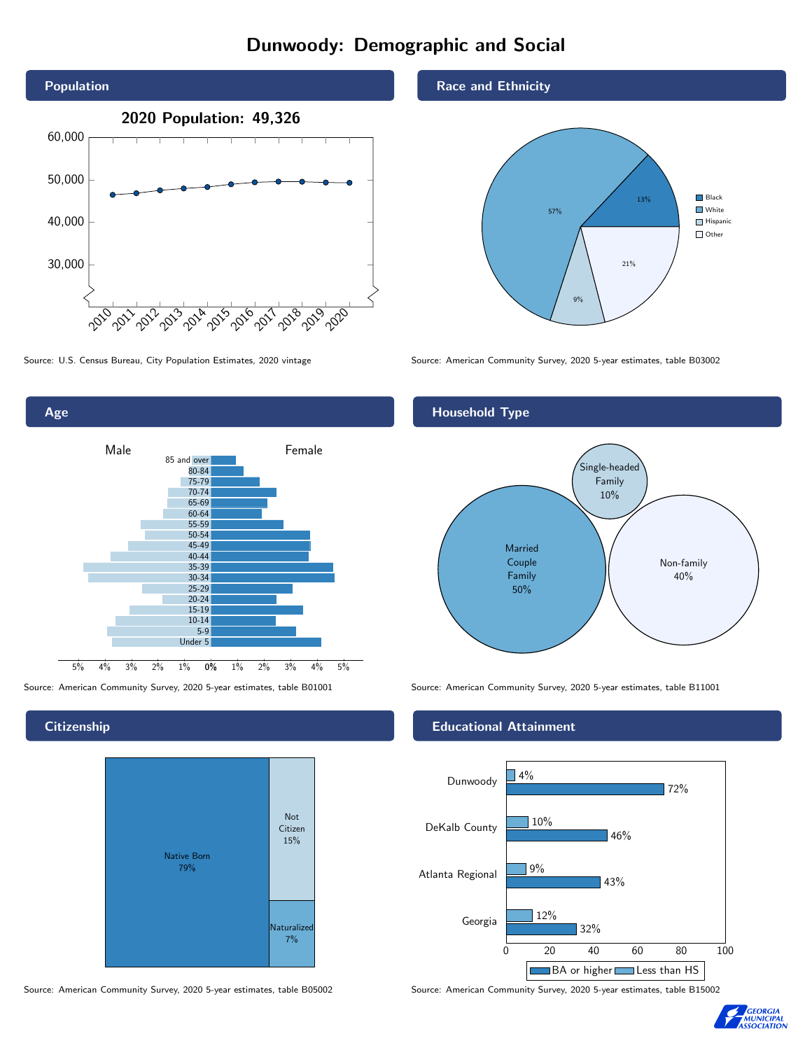# Dunwoody: Demographic and Social

## Population

**2020 Population: 49,326**

Source: U.S. Census Bureau, City Population Estimates, 2020 vintage

## Race and Ethnicity

| Category | Percent |
| --- | --- |
| Black | 13% |
| White | 57% |
| Hispanic | 9% |
| Other | 21% |

Source: American Community Survey, 2020 5-year estimates, table B03002

## Age

Source: American Community Survey, 2020 5-year estimates, table B01001

## Household Type

| Household Type | Percent |
| --- | --- |
| Married Couple Family | 50% |
| Single-headed Family | 10% |
| Non-family | 40% |

Source: American Community Survey, 2020 5-year estimates, table B11001

## Citizenship

| Status | Percent |
| --- | --- |
| Native Born | 79% |
| Not Citizen | 15% |
| Naturalized | 7% |

Source: American Community Survey, 2020 5-year estimates, table B05002

## Educational Attainment

| Area | Less than HS | BA or higher |
| --- | --- | --- |
| Dunwoody | 4% | 72% |
| DeKalb County | 10% | 46% |
| Atlanta Regional | 9% | 43% |
| Georgia | 12% | 32% |

Source: American Community Survey, 2020 5-year estimates, table B15002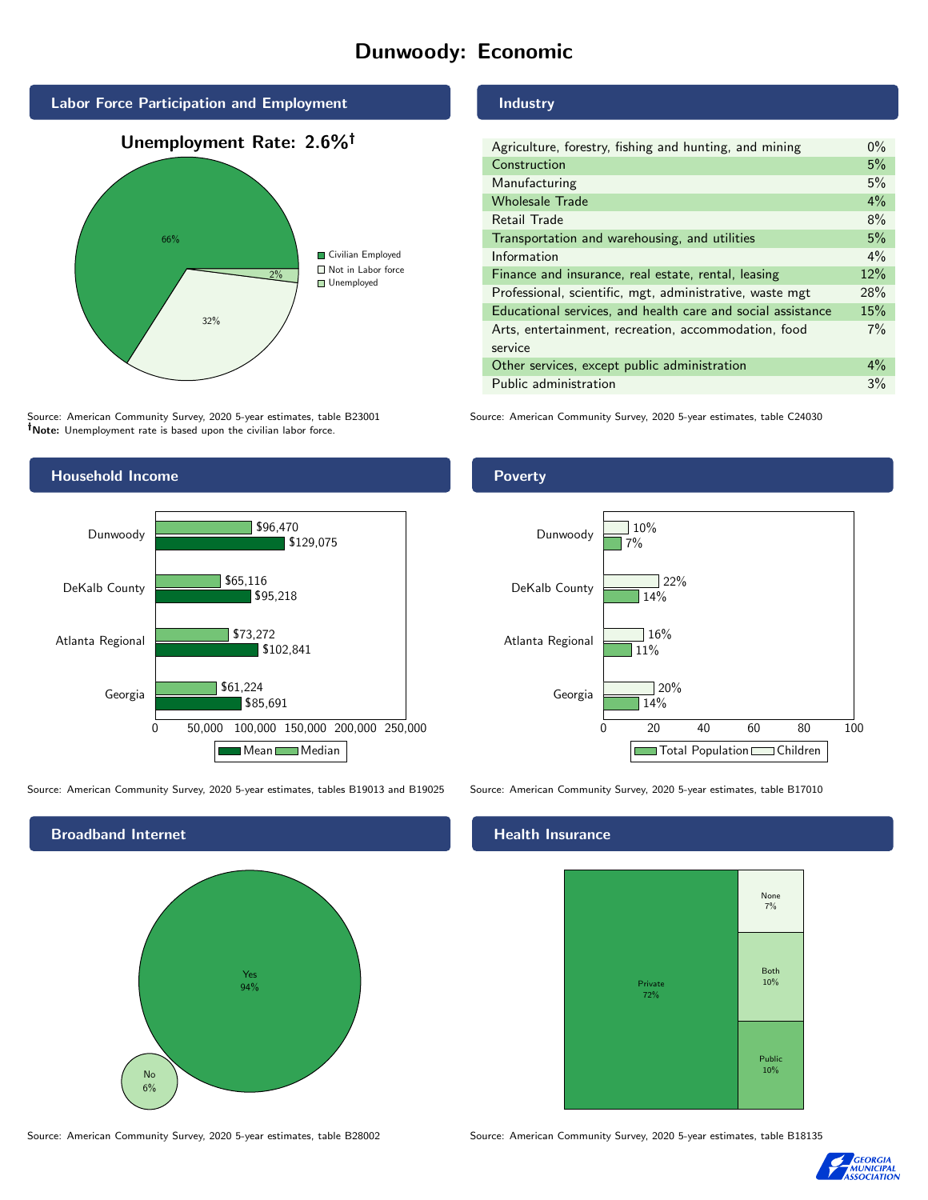# Dunwoody: Economic

## Labor Force Participation and Employment

**Unemployment Rate: 2.6%†**

| Category | Percent |
|---|---|
| Civilian Employed | 66% |
| Not in Labor force | 32% |
| Unemployed | 2% |

Source: American Community Survey, 2020 5-year estimates, table B23001
**†Note:** Unemployment rate is based upon the civilian labor force.

## Industry

| Industry | Percent |
|---|---|
| Agriculture, forestry, fishing and hunting, and mining | 0% |
| Construction | 5% |
| Manufacturing | 5% |
| Wholesale Trade | 4% |
| Retail Trade | 8% |
| Transportation and warehousing, and utilities | 5% |
| Information | 4% |
| Finance and insurance, real estate, rental, leasing | 12% |
| Professional, scientific, mgt, administrative, waste mgt | 28% |
| Educational services, and health care and social assistance | 15% |
| Arts, entertainment, recreation, accommodation, food service | 7% |
| Other services, except public administration | 4% |
| Public administration | 3% |

Source: American Community Survey, 2020 5-year estimates, table C24030

## Household Income

| | Median | Mean |
|---|---|---|
| Dunwoody | $96,470 | $129,075 |
| DeKalb County | $65,116 | $95,218 |
| Atlanta Regional | $73,272 | $102,841 |
| Georgia | $61,224 | $85,691 |

Source: American Community Survey, 2020 5-year estimates, tables B19013 and B19025

## Poverty

| | Children | Total Population |
|---|---|---|
| Dunwoody | 10% | 7% |
| DeKalb County | 22% | 14% |
| Atlanta Regional | 16% | 11% |
| Georgia | 20% | 14% |

Source: American Community Survey, 2020 5-year estimates, table B17010

## Broadband Internet

| | Percent |
|---|---|
| Yes | 94% |
| No | 6% |

Source: American Community Survey, 2020 5-year estimates, table B28002

## Health Insurance

| | Percent |
|---|---|
| Private | 72% |
| None | 7% |
| Both | 10% |
| Public | 10% |

Source: American Community Survey, 2020 5-year estimates, table B18135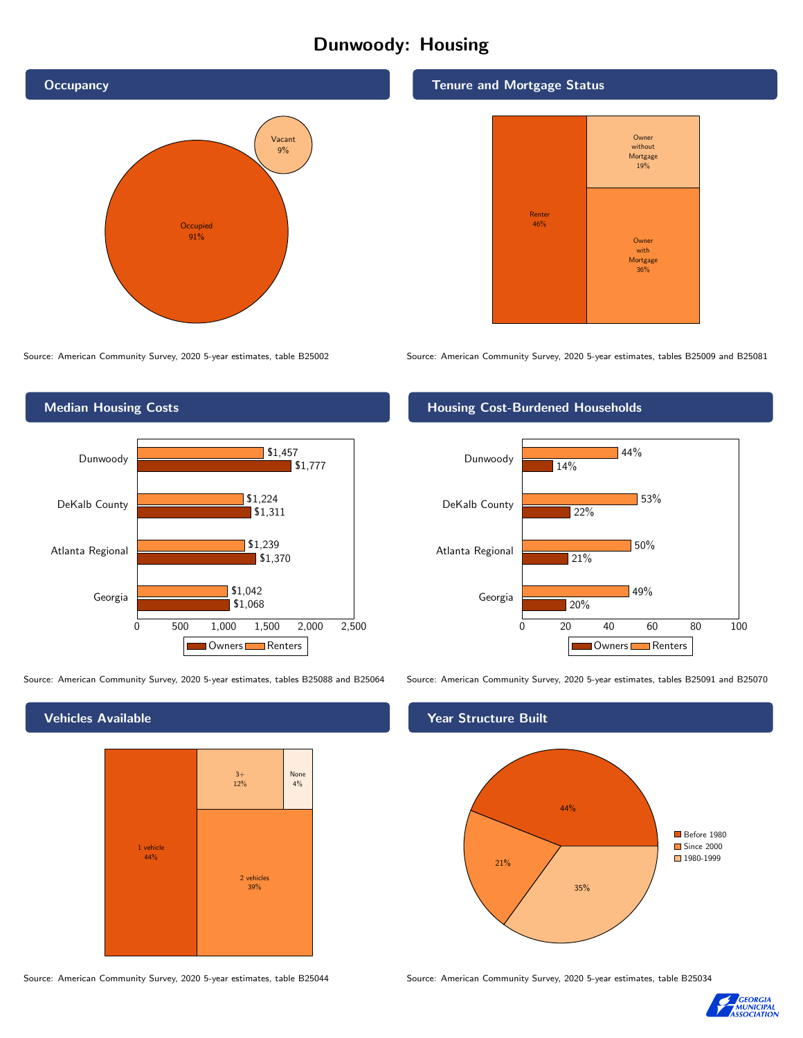# Dunwoody: Housing

## Occupancy

Vacant
9%

Occupied
91%

Source: American Community Survey, 2020 5-year estimates, table B25002

## Tenure and Mortgage Status

Renter
46%

Owner without Mortgage
19%

Owner with Mortgage
36%

Source: American Community Survey, 2020 5-year estimates, tables B25009 and B25081

## Median Housing Costs

Dunwoody
$1,457
$1,777

DeKalb County
$1,224
$1,311

Atlanta Regional
$1,239
$1,370

Georgia
$1,042
$1,068

0 500 1,000 1,500 2,000 2,500

Owners Renters

Source: American Community Survey, 2020 5-year estimates, tables B25088 and B25064

## Housing Cost-Burdened Households

Dunwoody
44%
14%

DeKalb County
53%
22%

Atlanta Regional
50%
21%

Georgia
49%
20%

0 20 40 60 80 100

Owners Renters

Source: American Community Survey, 2020 5-year estimates, tables B25091 and B25070

## Vehicles Available

1 vehicle
44%

3+
12%

None
4%

2 vehicles
39%

Source: American Community Survey, 2020 5-year estimates, table B25044

## Year Structure Built

44%

21%

35%

Before 1980
Since 2000
1980-1999

Source: American Community Survey, 2020 5-year estimates, table B25034